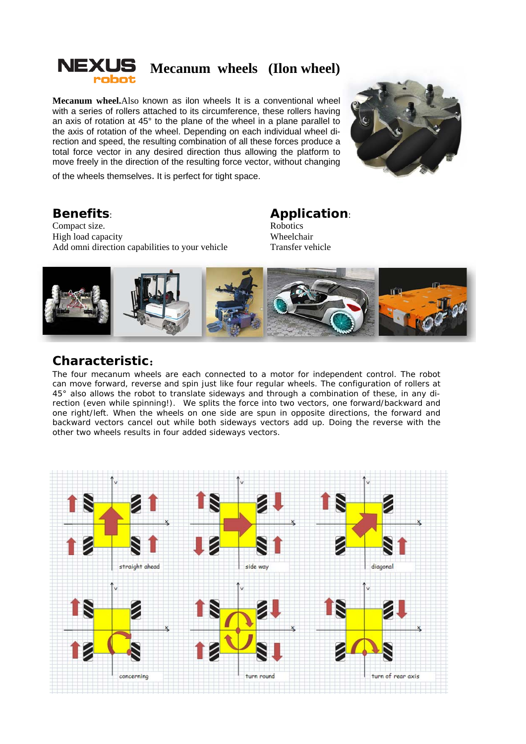# Mecanum wheels (Ilon wheel)

**Mecanum wheel.** Also known as ilon wheels It is a conventional wheel with a series of rollers attached to its circumference, these rollers having an axis of rotation at 45° to the plane of the wheel in a plane parallel to the axis of rotation of the wheel. Depending on each individual wheel direction and speed, the resulting combination of all these forces produce a total force vector in any desired direction thus allowing the platform to move freely in the direction of the resulting force vector, without changing of the wheels themselves. It is perfect for tight space.

## Benefits:

Compact size.
High load capacity
Add omni direction capabilities to your vehicle

## Application:

Robotics
Wheelchair
Transfer vehicle

## Characteristic:

The four mecanum wheels are each connected to a motor for independent control. The robot can move forward, reverse and spin just like four regular wheels. The configuration of rollers at 45° also allows the robot to translate sideways and through a combination of these, in any direction (even while spinning!). We splits the force into two vectors, one forward/backward and one right/left. When the wheels on one side are spun in opposite directions, the forward and backward vectors cancel out while both sideways vectors add up. Doing the reverse with the other two wheels results in four added sideways vectors.

straight ahead

side way

diagonal

concerning

turn round

turn of rear axis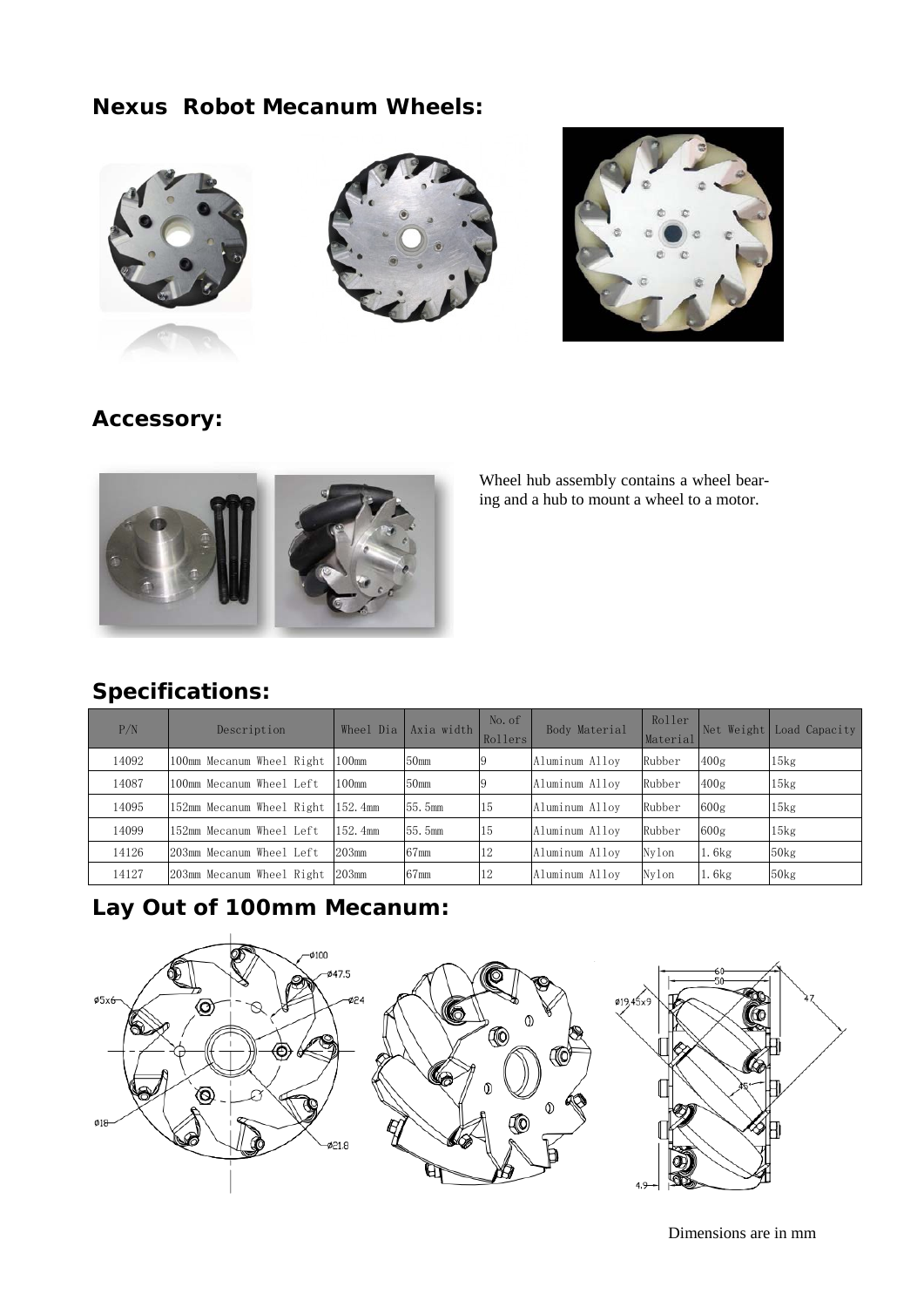## Nexus Robot Mecanum Wheels:

## Accessory:

Wheel hub assembly contains a wheel bearing and a hub to mount a wheel to a motor.

## Specifications:

| P/N | Description | Wheel Dia | Axia width | No. of Rollers | Body Material | Roller Material | Net Weight | Load Capacity |
|---|---|---|---|---|---|---|---|---|
| 14092 | 100mm Mecanum Wheel Right | 100mm | 50mm | 9 | Aluminum Alloy | Rubber | 400g | 15kg |
| 14087 | 100mm Mecanum Wheel Left | 100mm | 50mm | 9 | Aluminum Alloy | Rubber | 400g | 15kg |
| 14095 | 152mm Mecanum Wheel Right | 152.4mm | 55.5mm | 15 | Aluminum Alloy | Rubber | 600g | 15kg |
| 14099 | 152mm Mecanum Wheel Left | 152.4mm | 55.5mm | 15 | Aluminum Alloy | Rubber | 600g | 15kg |
| 14126 | 203mm Mecanum Wheel Left | 203mm | 67mm | 12 | Aluminum Alloy | Nylon | 1.6kg | 50kg |
| 14127 | 203mm Mecanum Wheel Right | 203mm | 67mm | 12 | Aluminum Alloy | Nylon | 1.6kg | 50kg |

## Lay Out of 100mm Mecanum:

ø100
ø47.5
ø5x6
ø24
ø18
ø21.8
ø19.45x9
60
50
47
45°
4.9

Dimensions are in mm